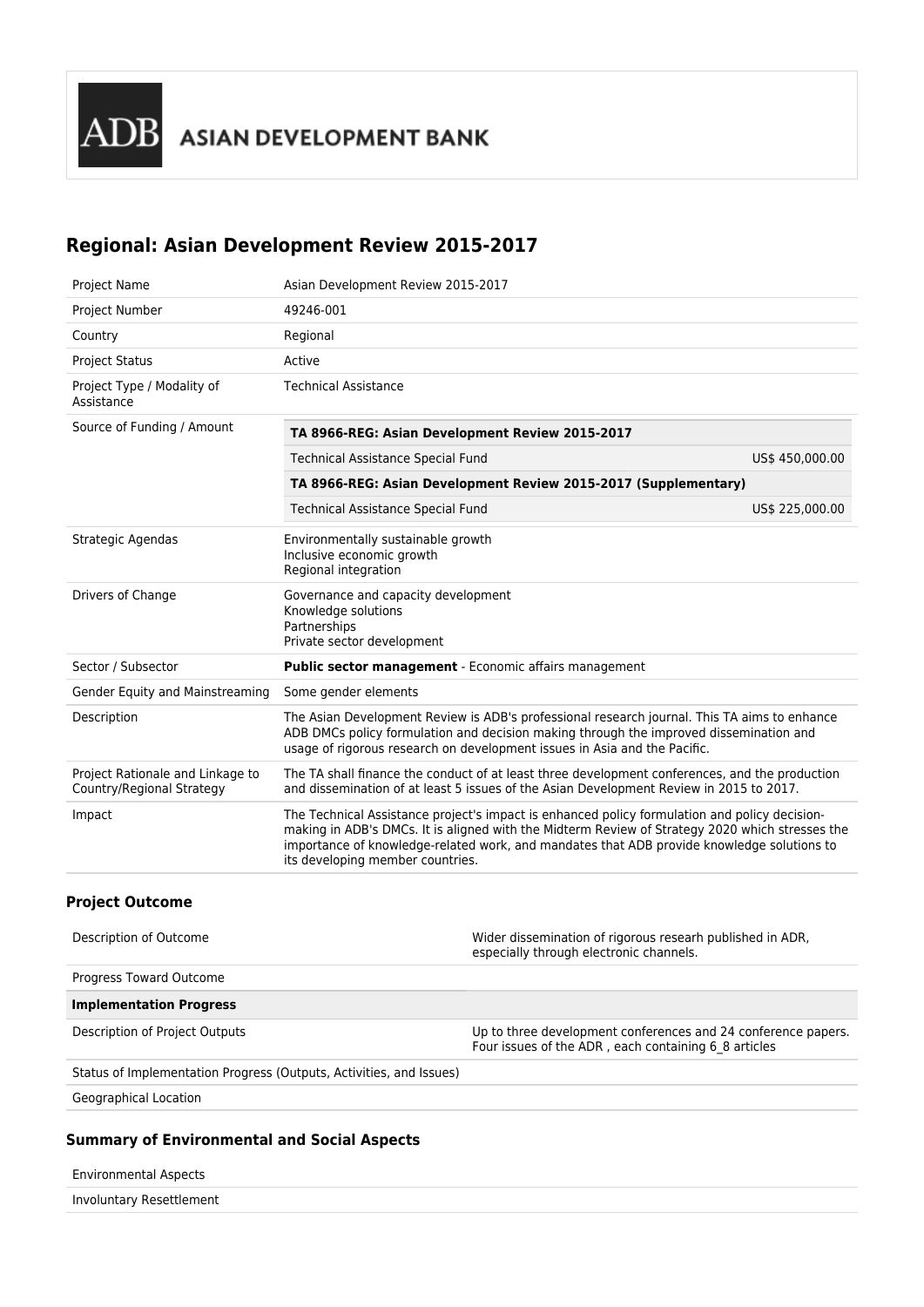ADB ASIAN DEVELOPMENT BANK

## Regional: Asian Development Review 2015-2017

| | |
|---|---|
| Project Name | Asian Development Review 2015-2017 |
| Project Number | 49246-001 |
| Country | Regional |
| Project Status | Active |
| Project Type / Modality of Assistance | Technical Assistance |
| Source of Funding / Amount | **TA 8966-REG: Asian Development Review 2015-2017**<br>Technical Assistance Special Fund US$ 450,000.00<br>**TA 8966-REG: Asian Development Review 2015-2017 (Supplementary)**<br>Technical Assistance Special Fund US$ 225,000.00 |
| Strategic Agendas | Environmentally sustainable growth<br>Inclusive economic growth<br>Regional integration |
| Drivers of Change | Governance and capacity development<br>Knowledge solutions<br>Partnerships<br>Private sector development |
| Sector / Subsector | **Public sector management** - Economic affairs management |
| Gender Equity and Mainstreaming | Some gender elements |
| Description | The Asian Development Review is ADB's professional research journal. This TA aims to enhance ADB DMCs policy formulation and decision making through the improved dissemination and usage of rigorous research on development issues in Asia and the Pacific. |
| Project Rationale and Linkage to Country/Regional Strategy | The TA shall finance the conduct of at least three development conferences, and the production and dissemination of at least 5 issues of the Asian Development Review in 2015 to 2017. |
| Impact | The Technical Assistance project's impact is enhanced policy formulation and policy decision-making in ADB's DMCs. It is aligned with the Midterm Review of Strategy 2020 which stresses the importance of knowledge-related work, and mandates that ADB provide knowledge solutions to its developing member countries. |

### Project Outcome

| | |
|---|---|
| Description of Outcome | Wider dissemination of rigorous researh published in ADR, especially through electronic channels. |
| Progress Toward Outcome | |
| **Implementation Progress** | |
| Description of Project Outputs | Up to three development conferences and 24 conference papers. Four issues of the ADR , each containing 6_8 articles |
| Status of Implementation Progress (Outputs, Activities, and Issues) | |
| Geographical Location | |

### Summary of Environmental and Social Aspects

| | |
|---|---|
| Environmental Aspects | |
| Involuntary Resettlement | |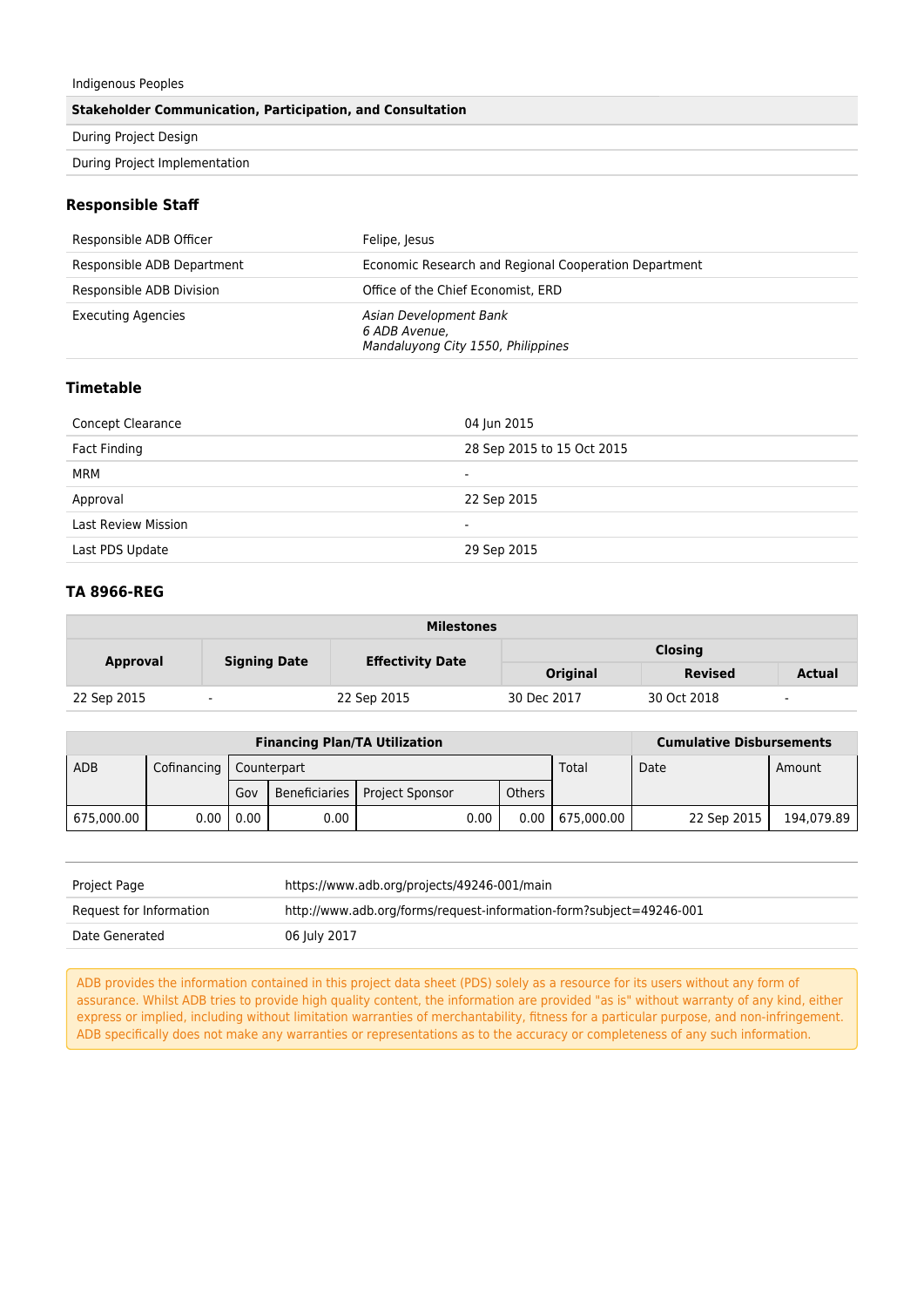| | |
|---|---|
| Indigenous Peoples | |
| **Stakeholder Communication, Participation, and Consultation** | |
| During Project Design | |
| During Project Implementation | |

### Responsible Staff

| | |
|---|---|
| Responsible ADB Officer | Felipe, Jesus |
| Responsible ADB Department | Economic Research and Regional Cooperation Department |
| Responsible ADB Division | Office of the Chief Economist, ERD |
| Executing Agencies | *Asian Development Bank*<br>*6 ADB Avenue,*<br>*Mandaluyong City 1550, Philippines* |

### Timetable

| | |
|---|---|
| Concept Clearance | 04 Jun 2015 |
| Fact Finding | 28 Sep 2015 to 15 Oct 2015 |
| MRM | - |
| Approval | 22 Sep 2015 |
| Last Review Mission | - |
| Last PDS Update | 29 Sep 2015 |

### TA 8966-REG

| Milestones | | | | | |
|---|---|---|---|---|---|
| Approval | Signing Date | Effectivity Date | Closing | | |
| | | | Original | Revised | Actual |
| 22 Sep 2015 | - | 22 Sep 2015 | 30 Dec 2017 | 30 Oct 2018 | - |

| Financing Plan/TA Utilization | | | | | | | Cumulative Disbursements | |
|---|---|---|---|---|---|---|---|---|
| ADB | Cofinancing | Counterpart | | | | Total | Date | Amount |
| | | Gov | Beneficiaries | Project Sponsor | Others | | | |
| 675,000.00 | 0.00 | 0.00 | 0.00 | 0.00 | 0.00 | 675,000.00 | 22 Sep 2015 | 194,079.89 |

| | |
|---|---|
| Project Page | https://www.adb.org/projects/49246-001/main |
| Request for Information | http://www.adb.org/forms/request-information-form?subject=49246-001 |
| Date Generated | 06 July 2017 |

ADB provides the information contained in this project data sheet (PDS) solely as a resource for its users without any form of assurance. Whilst ADB tries to provide high quality content, the information are provided "as is" without warranty of any kind, either express or implied, including without limitation warranties of merchantability, fitness for a particular purpose, and non-infringement. ADB specifically does not make any warranties or representations as to the accuracy or completeness of any such information.